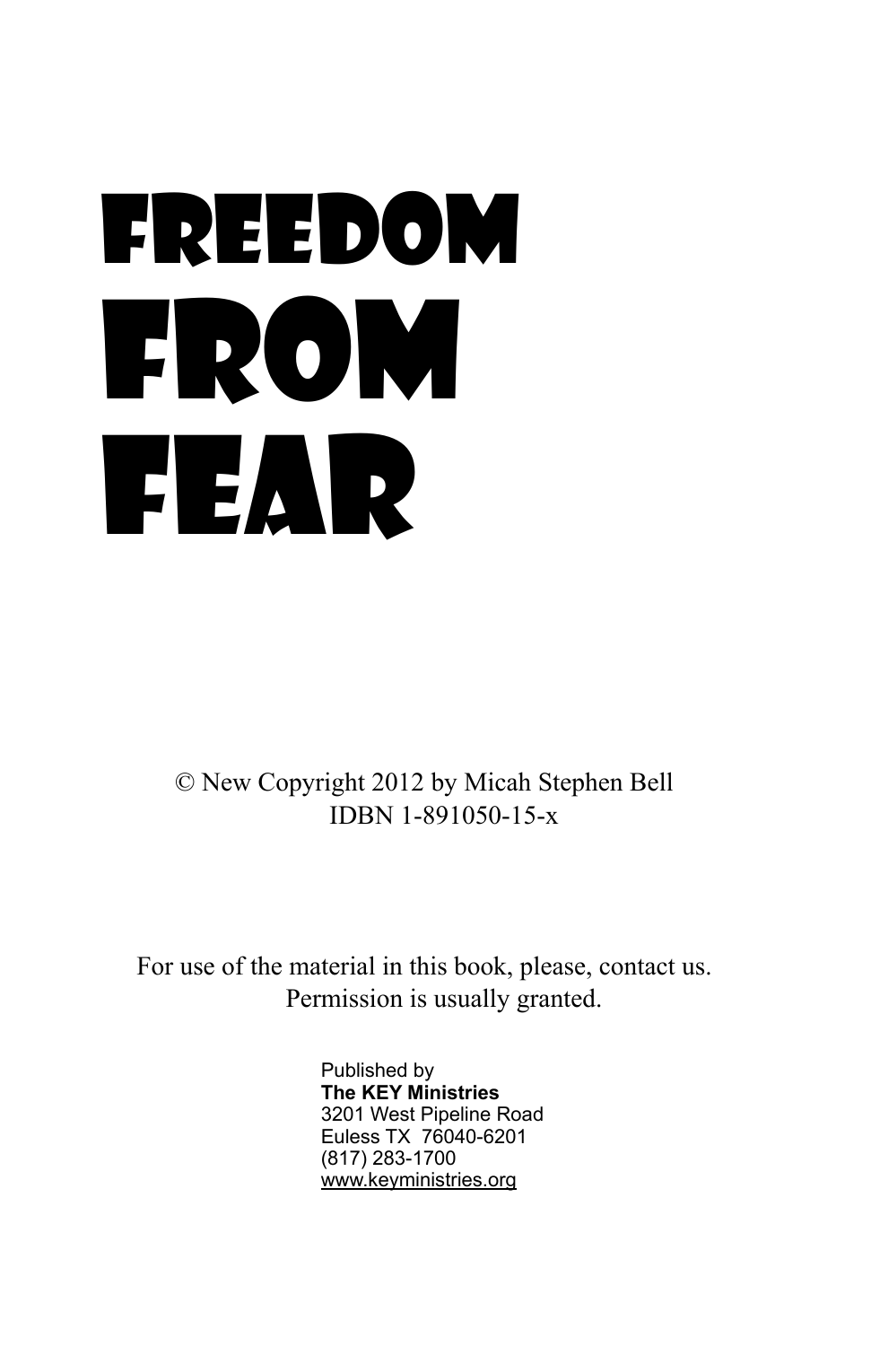# FREEDOM FROM FEAR

© New Copyright 2012 by Micah Stephen Bell
IDBN 1-891050-15-x

For use of the material in this book, please, contact us.
Permission is usually granted.

Published by
**The KEY Ministries**
3201 West Pipeline Road
Euless TX 76040-6201
(817) 283-1700
www.keyministries.org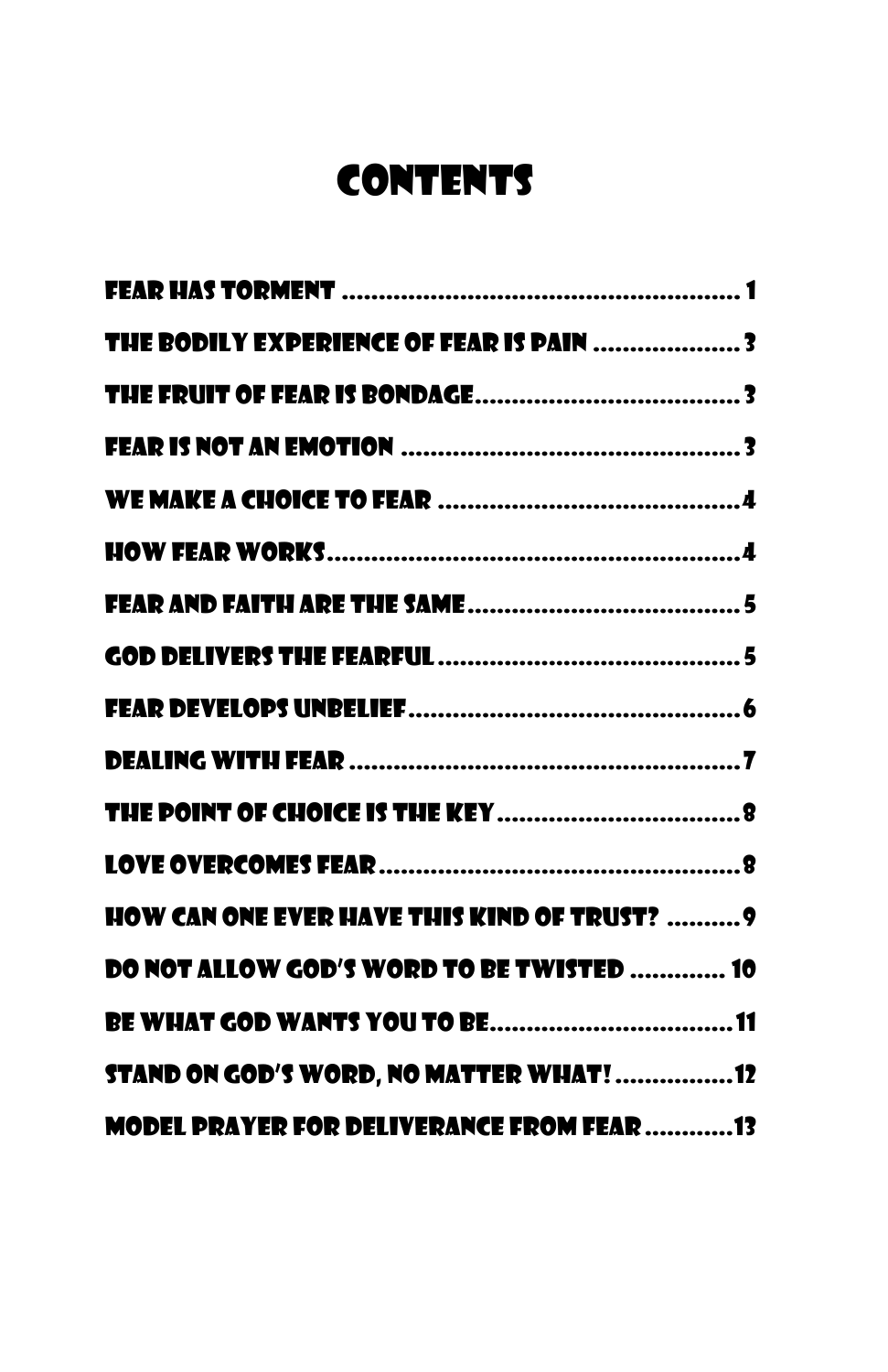# Contents

Fear Has Torment ........................................................ 1

The Bodily Experience of Fear Is Pain .................... 3

The Fruit of Fear Is Bondage.................................... 3

Fear Is Not an Emotion ............................................... 3

We Make a Choice to Fear .......................................... 4

How Fear Works.......................................................... 4

Fear and Faith Are the Same ...................................... 5

God Delivers the Fearful ............................................ 5

Fear Develops Unbelief .............................................. 6

Dealing with Fear ........................................................ 7

The Point of Choice Is the Key .................................. 8

Love Overcomes Fear .................................................. 8

How Can One Ever Have This Kind of Trust? .......... 9

Do Not Allow God's Word to Be Twisted ............. 10

Be What God Wants You to Be.................................. 11

Stand on God's Word, No Matter What! ................ 12

Model Prayer for Deliverance from Fear ........... 13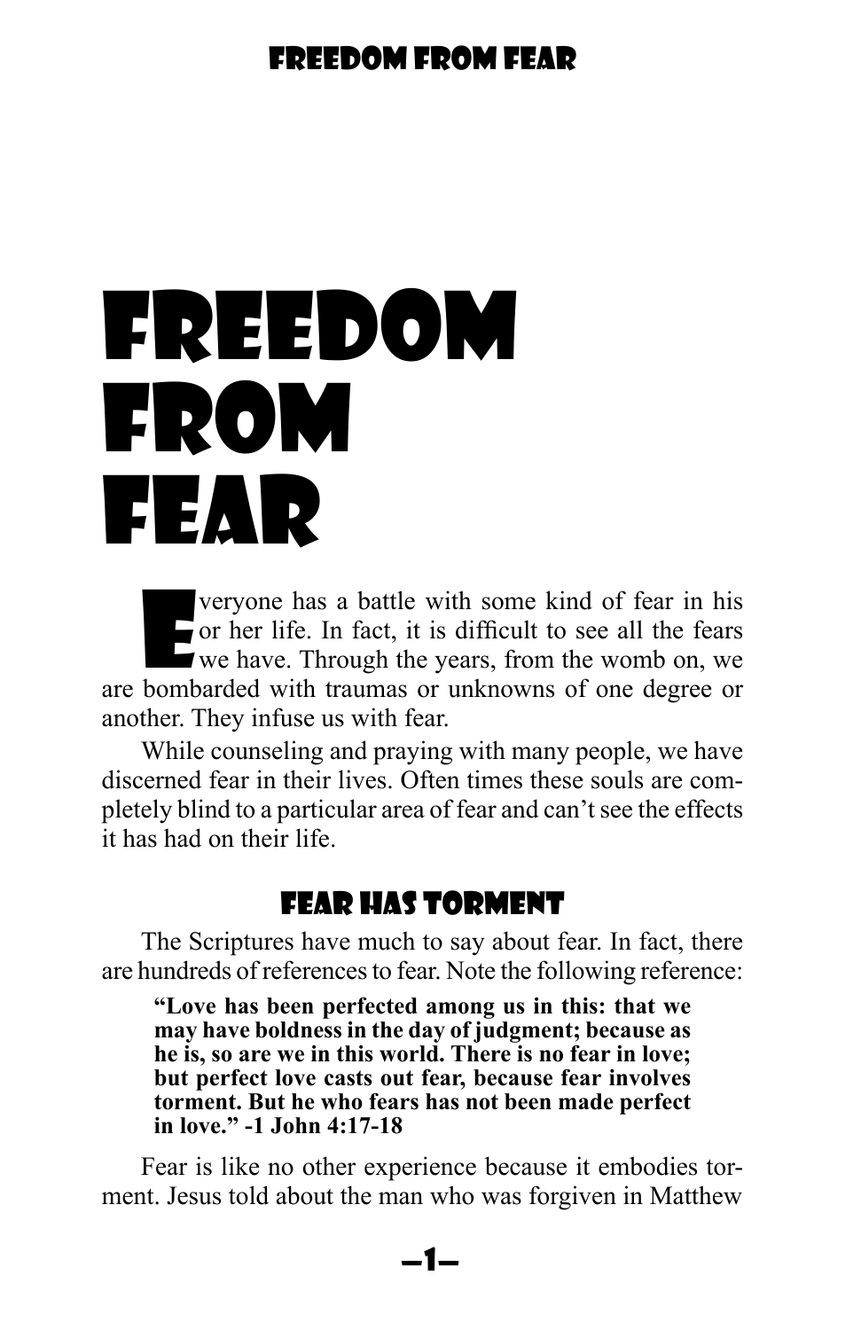# FREEDOM FROM FEAR

Everyone has a battle with some kind of fear in his or her life. In fact, it is difficult to see all the fears we have. Through the years, from the womb on, we are bombarded with traumas or unknowns of one degree or another. They infuse us with fear.

While counseling and praying with many people, we have discerned fear in their lives. Often times these souls are completely blind to a particular area of fear and can't see the effects it has had on their life.

## FEAR HAS TORMENT

The Scriptures have much to say about fear. In fact, there are hundreds of references to fear. Note the following reference:

> **"Love has been perfected among us in this: that we may have boldness in the day of judgment; because as he is, so are we in this world. There is no fear in love; but perfect love casts out fear, because fear involves torment. But he who fears has not been made perfect in love." -1 John 4:17-18**

Fear is like no other experience because it embodies torment. Jesus told about the man who was forgiven in Matthew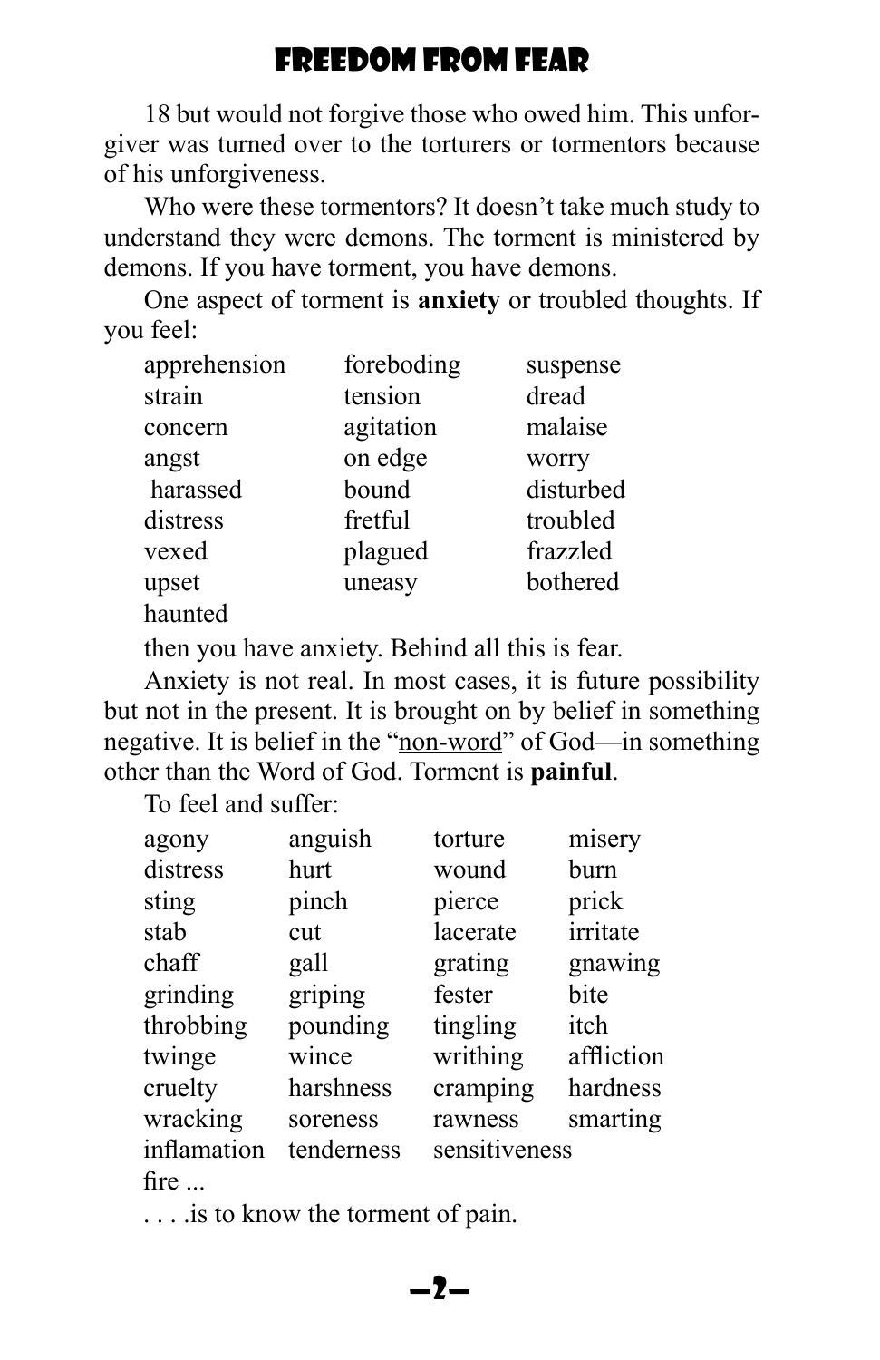18 but would not forgive those who owed him. This unforgiver was turned over to the torturers or tormentors because of his unforgiveness.

Who were these tormentors? It doesn't take much study to understand they were demons. The torment is ministered by demons. If you have torment, you have demons.

One aspect of torment is **anxiety** or troubled thoughts. If you feel:

| | | |
|---|---|---|
| apprehension | foreboding | suspense |
| strain | tension | dread |
| concern | agitation | malaise |
| angst | on edge | worry |
| harassed | bound | disturbed |
| distress | fretful | troubled |
| vexed | plagued | frazzled |
| upset | uneasy | bothered |
| haunted | | |

then you have anxiety. Behind all this is fear.

Anxiety is not real. In most cases, it is future possibility but not in the present. It is brought on by belief in something negative. It is belief in the "<u>non-word</u>" of God—in something other than the Word of God. Torment is **painful**.

To feel and suffer:

| | | | |
|---|---|---|---|
| agony | anguish | torture | misery |
| distress | hurt | wound | burn |
| sting | pinch | pierce | prick |
| stab | cut | lacerate | irritate |
| chaff | gall | grating | gnawing |
| grinding | griping | fester | bite |
| throbbing | pounding | tingling | itch |
| twinge | wince | writhing | affliction |
| cruelty | harshness | cramping | hardness |
| wracking | soreness | rawness | smarting |
| inflamation | tenderness | sensitiveness | |
| fire ... | | | |

. . . .is to know the torment of pain.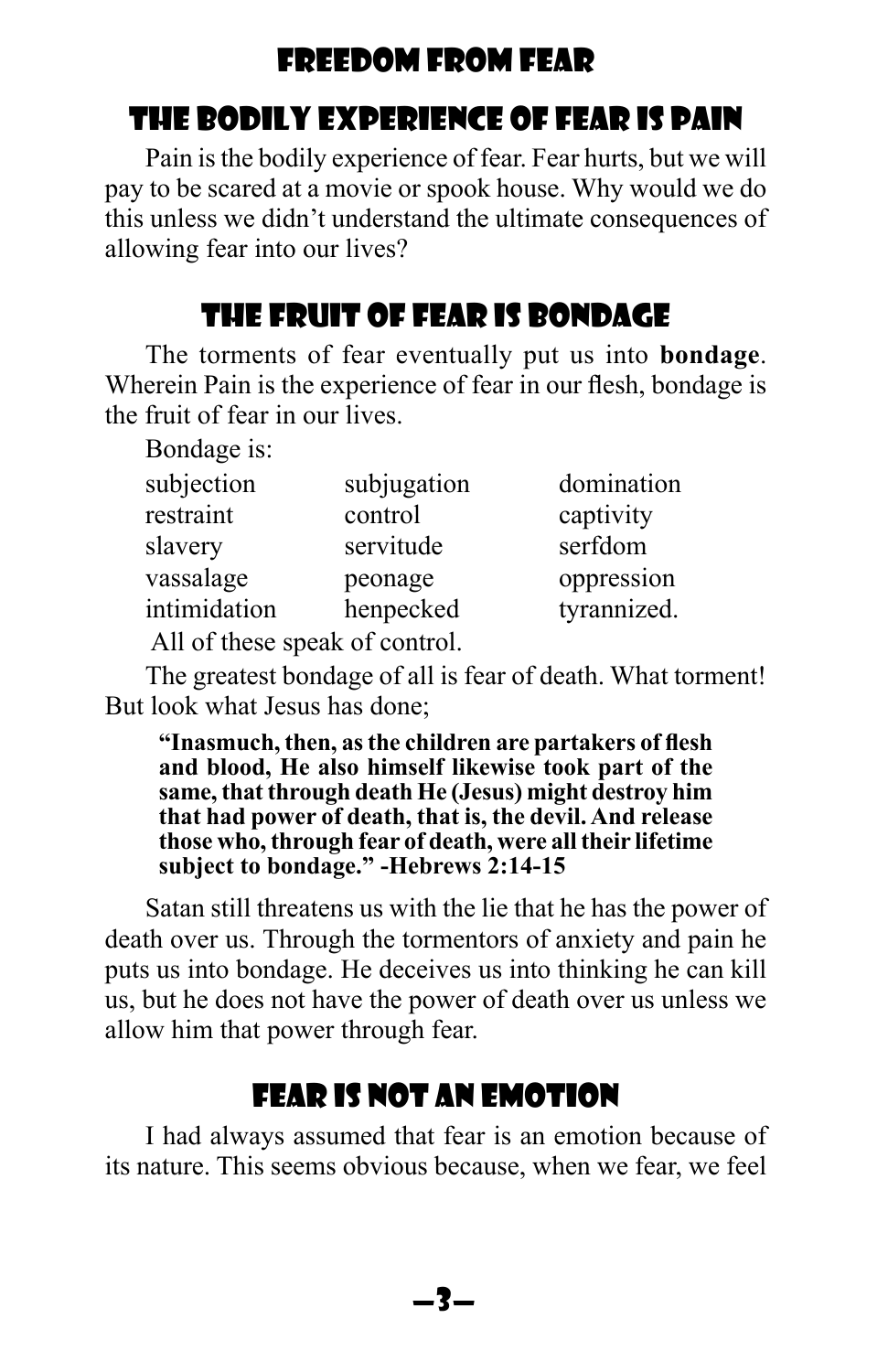# Freedom From Fear

## The Bodily Experience of Fear is Pain

Pain is the bodily experience of fear. Fear hurts, but we will pay to be scared at a movie or spook house. Why would we do this unless we didn't understand the ultimate consequences of allowing fear into our lives?

## The Fruit of Fear is Bondage

The torments of fear eventually put us into **bondage**. Wherein Pain is the experience of fear in our flesh, bondage is the fruit of fear in our lives.

Bondage is:

| | | |
|---|---|---|
| subjection | subjugation | domination |
| restraint | control | captivity |
| slavery | servitude | serfdom |
| vassalage | peonage | oppression |
| intimidation | henpecked | tyrannized. |

All of these speak of control.

The greatest bondage of all is fear of death. What torment! But look what Jesus has done;

> **"Inasmuch, then, as the children are partakers of flesh and blood, He also himself likewise took part of the same, that through death He (Jesus) might destroy him that had power of death, that is, the devil. And release those who, through fear of death, were all their lifetime subject to bondage." -Hebrews 2:14-15**

Satan still threatens us with the lie that he has the power of death over us. Through the tormentors of anxiety and pain he puts us into bondage. He deceives us into thinking he can kill us, but he does not have the power of death over us unless we allow him that power through fear.

## Fear is Not an Emotion

I had always assumed that fear is an emotion because of its nature. This seems obvious because, when we fear, we feel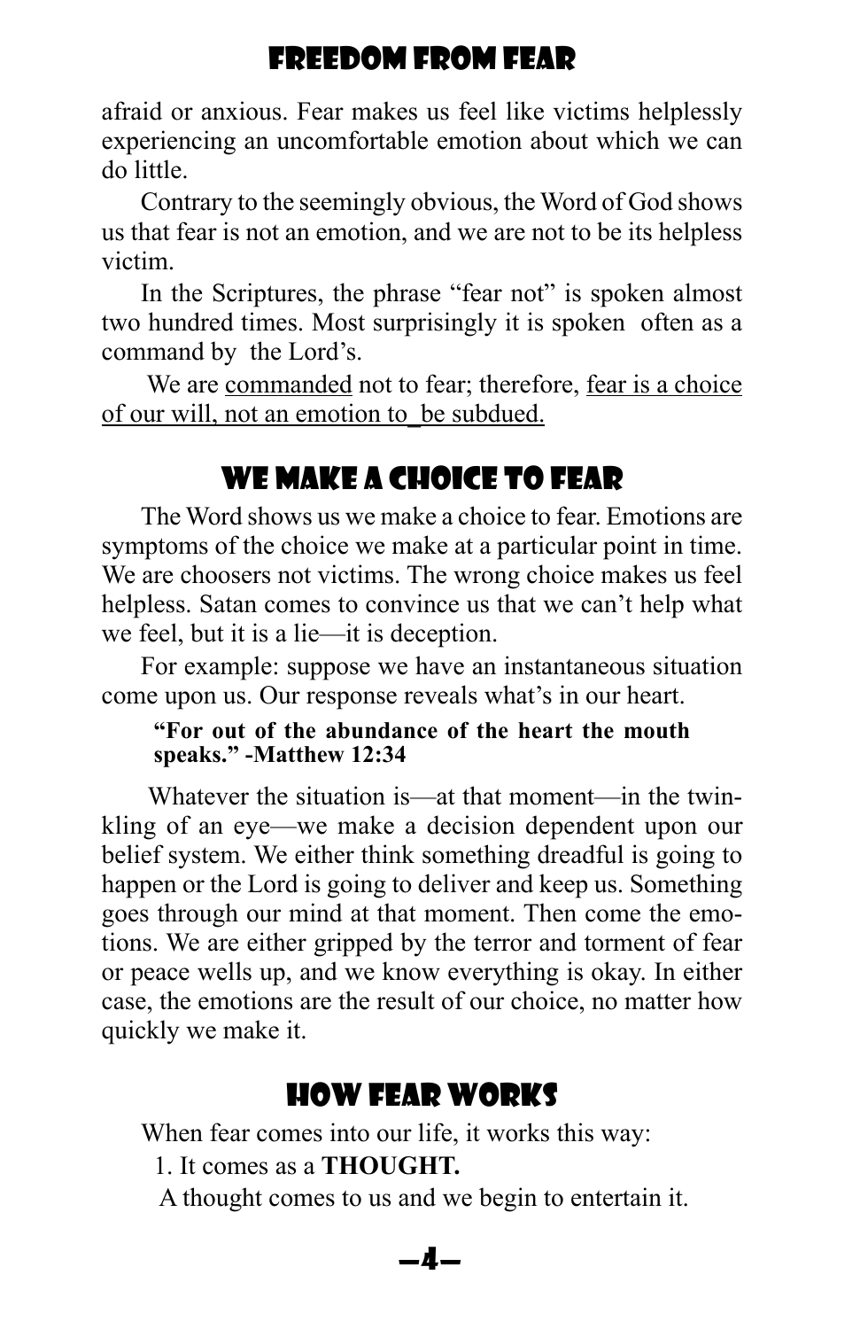afraid or anxious. Fear makes us feel like victims helplessly experiencing an uncomfortable emotion about which we can do little.

Contrary to the seemingly obvious, the Word of God shows us that fear is not an emotion, and we are not to be its helpless victim.

In the Scriptures, the phrase "fear not" is spoken almost two hundred times. Most surprisingly it is spoken often as a command by the Lord's.

We are <u>commanded</u> not to fear; therefore, <u>fear is a choice of our will, not an emotion to_be subdued.</u>

## We Make a Choice to Fear

The Word shows us we make a choice to fear. Emotions are symptoms of the choice we make at a particular point in time. We are choosers not victims. The wrong choice makes us feel helpless. Satan comes to convince us that we can't help what we feel, but it is a lie—it is deception.

For example: suppose we have an instantaneous situation come upon us. Our response reveals what's in our heart.

> **"For out of the abundance of the heart the mouth speaks." -Matthew 12:34**

Whatever the situation is—at that moment—in the twinkling of an eye—we make a decision dependent upon our belief system. We either think something dreadful is going to happen or the Lord is going to deliver and keep us. Something goes through our mind at that moment. Then come the emotions. We are either gripped by the terror and torment of fear or peace wells up, and we know everything is okay. In either case, the emotions are the result of our choice, no matter how quickly we make it.

## How Fear Works

When fear comes into our life, it works this way:

1. It comes as a **THOUGHT.**

A thought comes to us and we begin to entertain it.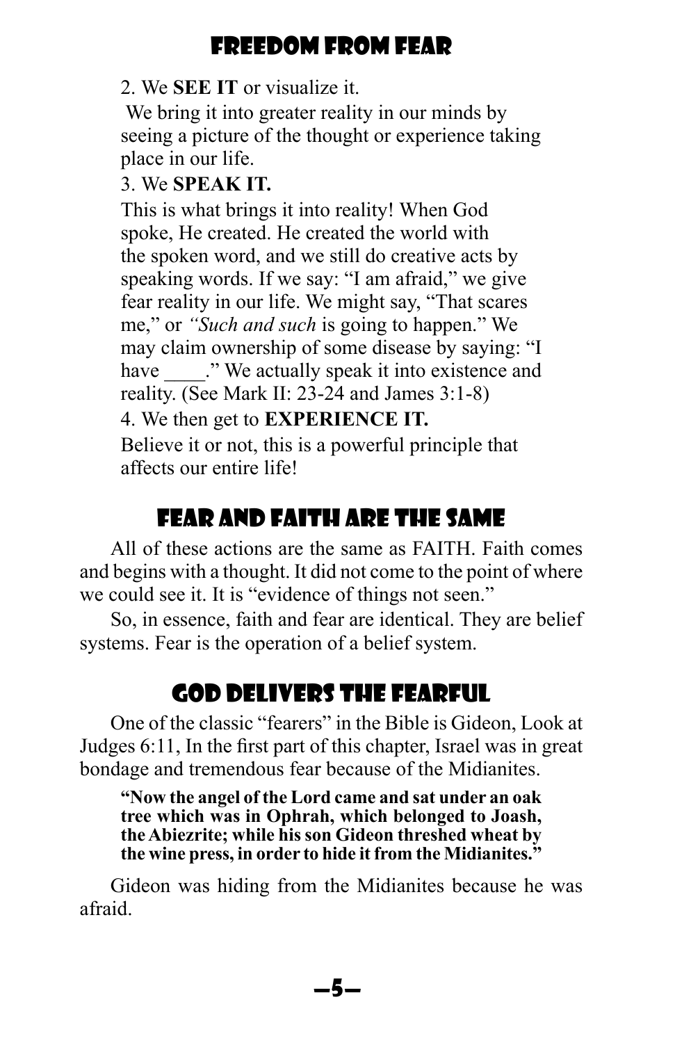2. We **SEE IT** or visualize it.

We bring it into greater reality in our minds by seeing a picture of the thought or experience taking place in our life.

3. We **SPEAK IT.**

This is what brings it into reality! When God spoke, He created. He created the world with the spoken word, and we still do creative acts by speaking words. If we say: "I am afraid," we give fear reality in our life. We might say, "That scares me," or *"Such and such* is going to happen." We may claim ownership of some disease by saying: "I have ____." We actually speak it into existence and reality. (See Mark II: 23-24 and James 3:1-8)

4. We then get to **EXPERIENCE IT.**

Believe it or not, this is a powerful principle that affects our entire life!

## Fear and Faith are the Same

All of these actions are the same as FAITH. Faith comes and begins with a thought. It did not come to the point of where we could see it. It is "evidence of things not seen."

So, in essence, faith and fear are identical. They are belief systems. Fear is the operation of a belief system.

## God Delivers the Fearful

One of the classic "fearers" in the Bible is Gideon, Look at Judges 6:11, In the first part of this chapter, Israel was in great bondage and tremendous fear because of the Midianites.

> **"Now the angel of the Lord came and sat under an oak tree which was in Ophrah, which belonged to Joash, the Abiezrite; while his son Gideon threshed wheat by the wine press, in order to hide it from the Midianites."**

Gideon was hiding from the Midianites because he was afraid.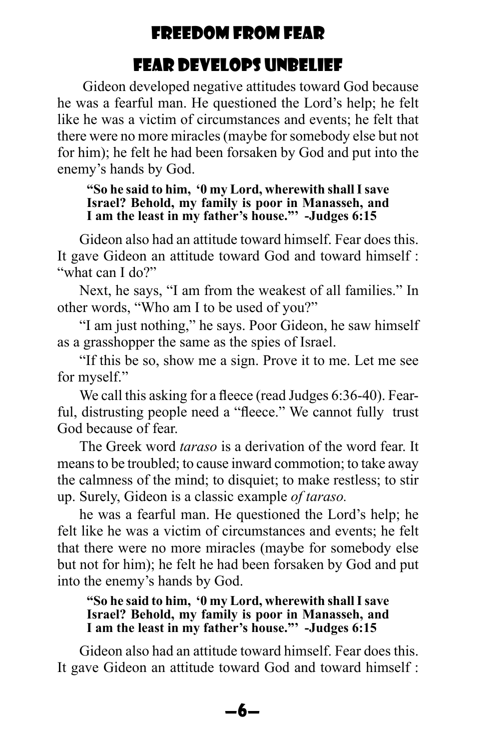## FEAR DEVELOPS UNBELIEF

Gideon developed negative attitudes toward God because he was a fearful man. He questioned the Lord's help; he felt like he was a victim of circumstances and events; he felt that there were no more miracles (maybe for somebody else but not for him); he felt he had been forsaken by God and put into the enemy's hands by God.

> **"So he said to him, '0 my Lord, wherewith shall I save Israel? Behold, my family is poor in Manasseh, and I am the least in my father's house."' -Judges 6:15**

Gideon also had an attitude toward himself. Fear does this. It gave Gideon an attitude toward God and toward himself : "what can I do?"

Next, he says, "I am from the weakest of all families." In other words, "Who am I to be used of you?"

"I am just nothing," he says. Poor Gideon, he saw himself as a grasshopper the same as the spies of Israel.

"If this be so, show me a sign. Prove it to me. Let me see for myself."

We call this asking for a fleece (read Judges 6:36-40). Fearful, distrusting people need a "fleece." We cannot fully trust God because of fear.

The Greek word *taraso* is a derivation of the word fear. It means to be troubled; to cause inward commotion; to take away the calmness of the mind; to disquiet; to make restless; to stir up. Surely, Gideon is a classic example *of taraso.*

he was a fearful man. He questioned the Lord's help; he felt like he was a victim of circumstances and events; he felt that there were no more miracles (maybe for somebody else but not for him); he felt he had been forsaken by God and put into the enemy's hands by God.

> **"So he said to him, '0 my Lord, wherewith shall I save Israel? Behold, my family is poor in Manasseh, and I am the least in my father's house."' -Judges 6:15**

Gideon also had an attitude toward himself. Fear does this. It gave Gideon an attitude toward God and toward himself :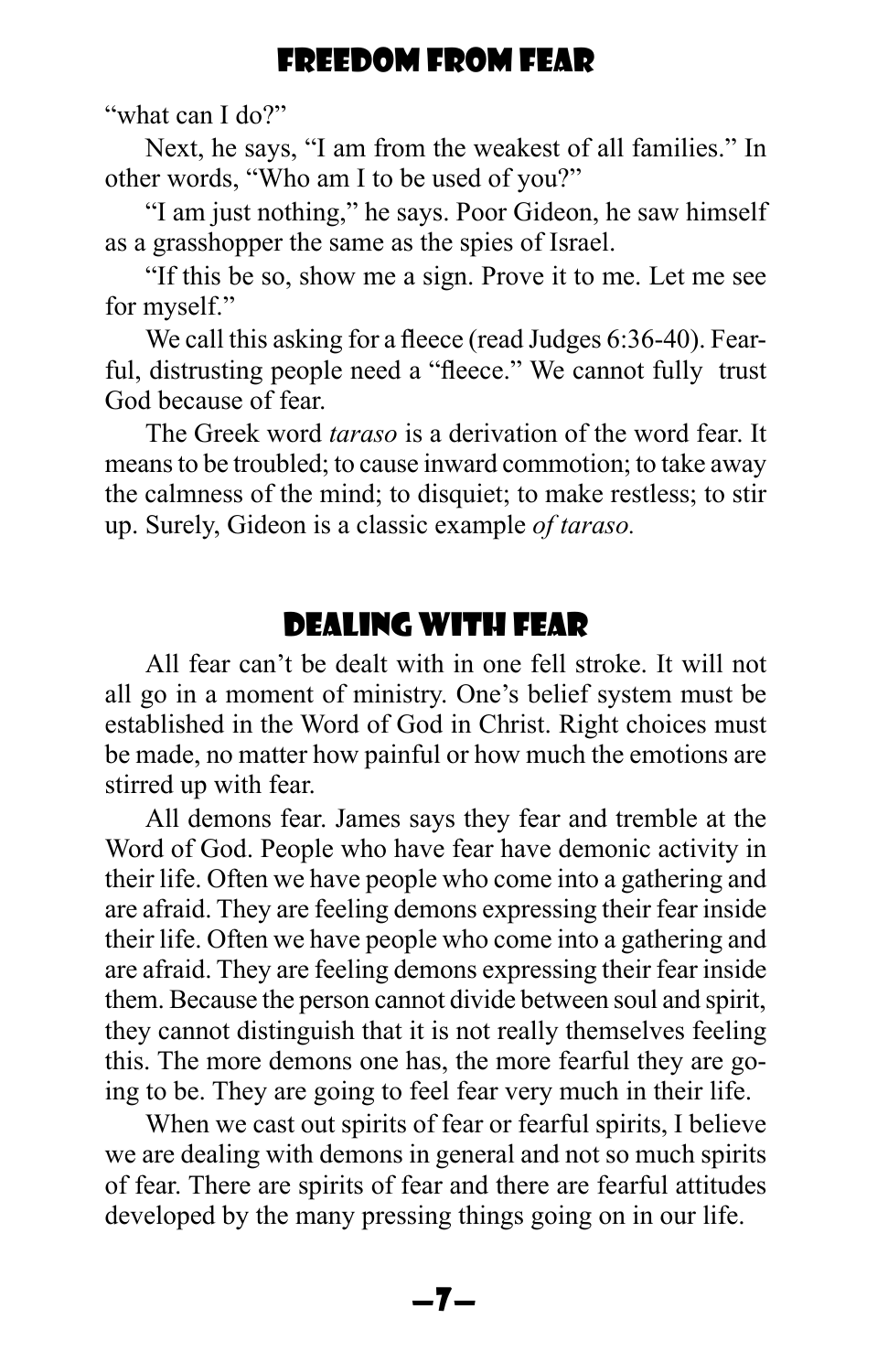"what can I do?"

Next, he says, "I am from the weakest of all families." In other words, "Who am I to be used of you?"

"I am just nothing," he says. Poor Gideon, he saw himself as a grasshopper the same as the spies of Israel.

"If this be so, show me a sign. Prove it to me. Let me see for myself."

We call this asking for a fleece (read Judges 6:36-40). Fearful, distrusting people need a "fleece." We cannot fully trust God because of fear.

The Greek word *taraso* is a derivation of the word fear. It means to be troubled; to cause inward commotion; to take away the calmness of the mind; to disquiet; to make restless; to stir up. Surely, Gideon is a classic example *of taraso.*

## DEALING WITH FEAR

All fear can't be dealt with in one fell stroke. It will not all go in a moment of ministry. One's belief system must be established in the Word of God in Christ. Right choices must be made, no matter how painful or how much the emotions are stirred up with fear.

All demons fear. James says they fear and tremble at the Word of God. People who have fear have demonic activity in their life. Often we have people who come into a gathering and are afraid. They are feeling demons expressing their fear inside their life. Often we have people who come into a gathering and are afraid. They are feeling demons expressing their fear inside them. Because the person cannot divide between soul and spirit, they cannot distinguish that it is not really themselves feeling this. The more demons one has, the more fearful they are going to be. They are going to feel fear very much in their life.

When we cast out spirits of fear or fearful spirits, I believe we are dealing with demons in general and not so much spirits of fear. There are spirits of fear and there are fearful attitudes developed by the many pressing things going on in our life.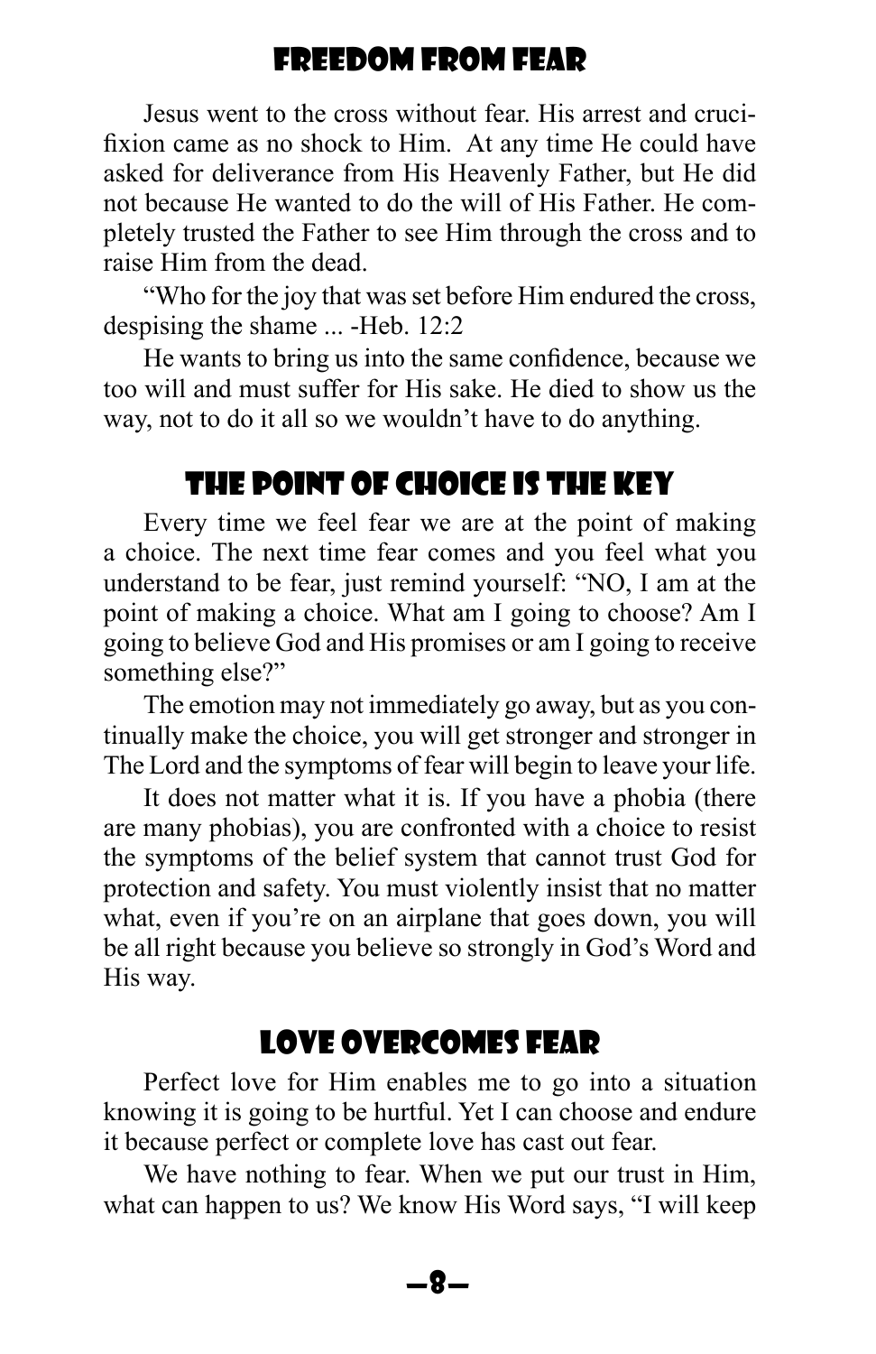## Freedom From Fear

Jesus went to the cross without fear. His arrest and crucifixion came as no shock to Him. At any time He could have asked for deliverance from His Heavenly Father, but He did not because He wanted to do the will of His Father. He completely trusted the Father to see Him through the cross and to raise Him from the dead.

"Who for the joy that was set before Him endured the cross, despising the shame ... -Heb. 12:2

He wants to bring us into the same confidence, because we too will and must suffer for His sake. He died to show us the way, not to do it all so we wouldn't have to do anything.

## The Point of Choice Is the Key

Every time we feel fear we are at the point of making a choice. The next time fear comes and you feel what you understand to be fear, just remind yourself: "NO, I am at the point of making a choice. What am I going to choose? Am I going to believe God and His promises or am I going to receive something else?"

The emotion may not immediately go away, but as you continually make the choice, you will get stronger and stronger in The Lord and the symptoms of fear will begin to leave your life.

It does not matter what it is. If you have a phobia (there are many phobias), you are confronted with a choice to resist the symptoms of the belief system that cannot trust God for protection and safety. You must violently insist that no matter what, even if you're on an airplane that goes down, you will be all right because you believe so strongly in God's Word and His way.

## Love Overcomes Fear

Perfect love for Him enables me to go into a situation knowing it is going to be hurtful. Yet I can choose and endure it because perfect or complete love has cast out fear.

We have nothing to fear. When we put our trust in Him, what can happen to us? We know His Word says, "I will keep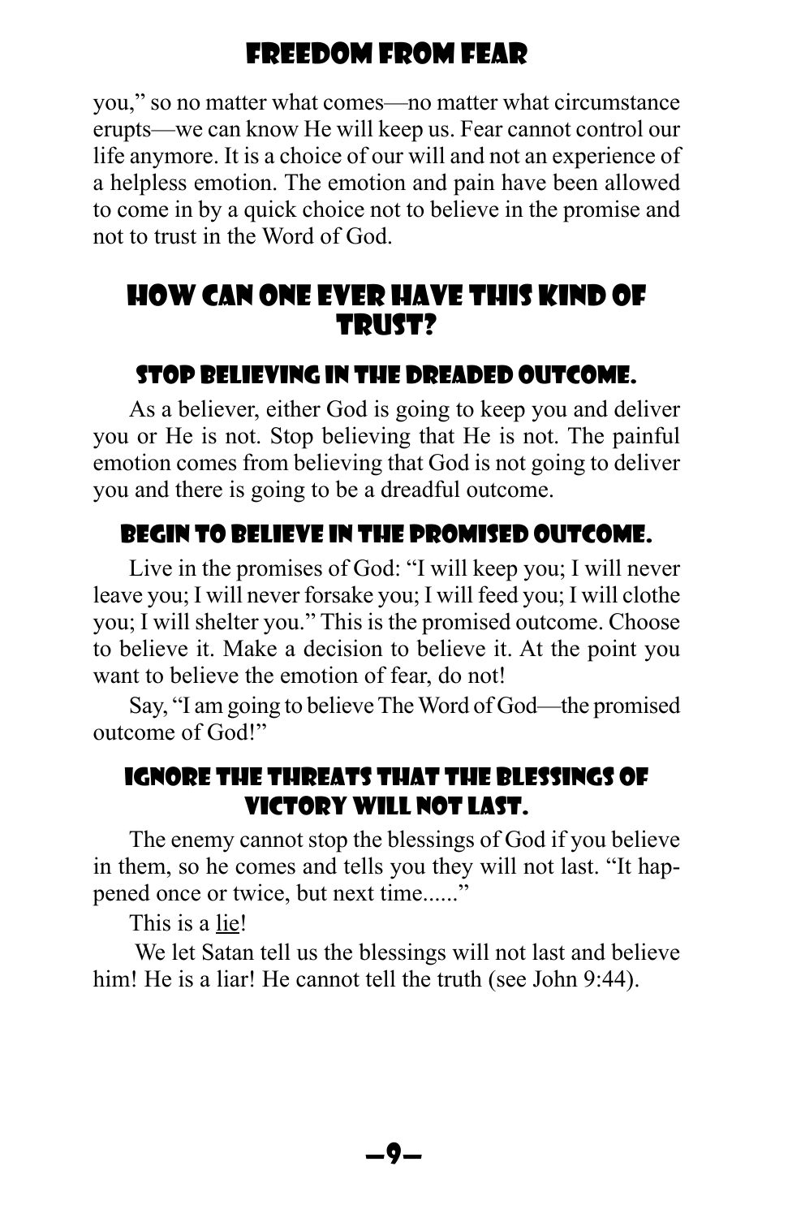you," so no matter what comes—no matter what circumstance erupts—we can know He will keep us. Fear cannot control our life anymore. It is a choice of our will and not an experience of a helpless emotion. The emotion and pain have been allowed to come in by a quick choice not to believe in the promise and not to trust in the Word of God.

## How Can One Ever Have This Kind of Trust?

### Stop Believing in the Dreaded Outcome.

As a believer, either God is going to keep you and deliver you or He is not. Stop believing that He is not. The painful emotion comes from believing that God is not going to deliver you and there is going to be a dreadful outcome.

### Begin to Believe in the Promised Outcome.

Live in the promises of God: "I will keep you; I will never leave you; I will never forsake you; I will feed you; I will clothe you; I will shelter you." This is the promised outcome. Choose to believe it. Make a decision to believe it. At the point you want to believe the emotion of fear, do not!

Say, "I am going to believe The Word of God—the promised outcome of God!"

### Ignore the Threats That the Blessings of Victory Will Not Last.

The enemy cannot stop the blessings of God if you believe in them, so he comes and tells you they will not last. "It happened once or twice, but next time......"

This is a lie!

We let Satan tell us the blessings will not last and believe him! He is a liar! He cannot tell the truth (see John 9:44).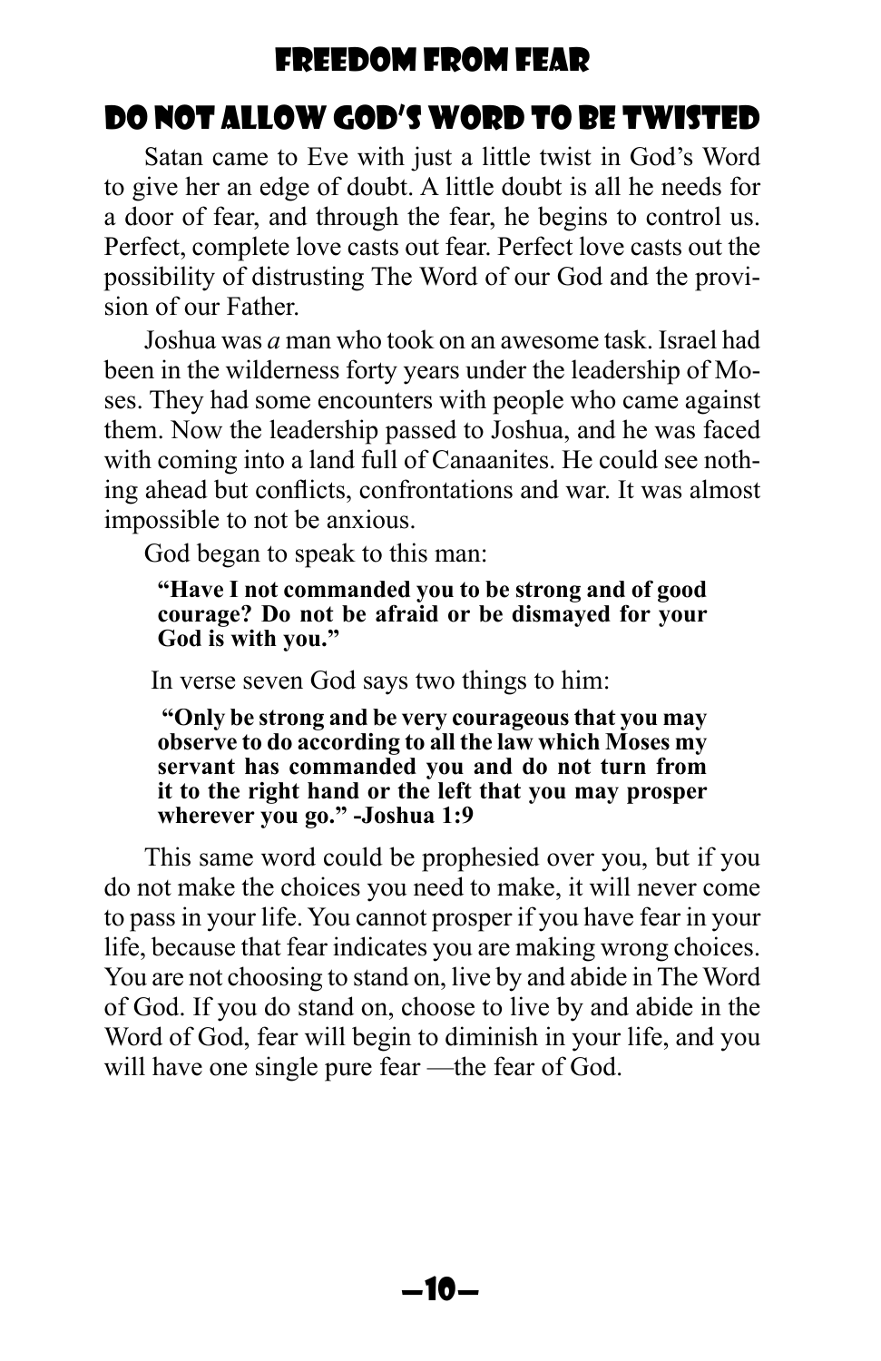## DO NOT ALLOW GOD'S WORD TO BE TWISTED

Satan came to Eve with just a little twist in God's Word to give her an edge of doubt. A little doubt is all he needs for a door of fear, and through the fear, he begins to control us. Perfect, complete love casts out fear. Perfect love casts out the possibility of distrusting The Word of our God and the provision of our Father.

Joshua was *a* man who took on an awesome task. Israel had been in the wilderness forty years under the leadership of Moses. They had some encounters with people who came against them. Now the leadership passed to Joshua, and he was faced with coming into a land full of Canaanites. He could see nothing ahead but conflicts, confrontations and war. It was almost impossible to not be anxious.

God began to speak to this man:

> **"Have I not commanded you to be strong and of good courage? Do not be afraid or be dismayed for your God is with you."**

In verse seven God says two things to him:

> **"Only be strong and be very courageous that you may observe to do according to all the law which Moses my servant has commanded you and do not turn from it to the right hand or the left that you may prosper wherever you go." -Joshua 1:9**

This same word could be prophesied over you, but if you do not make the choices you need to make, it will never come to pass in your life. You cannot prosper if you have fear in your life, because that fear indicates you are making wrong choices. You are not choosing to stand on, live by and abide in The Word of God. If you do stand on, choose to live by and abide in the Word of God, fear will begin to diminish in your life, and you will have one single pure fear —the fear of God.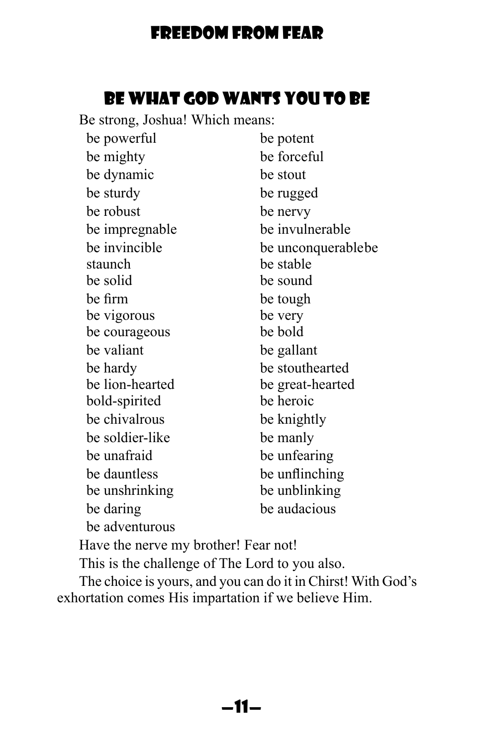## BE WHAT GOD WANTS YOU TO BE

Be strong, Joshua! Which means:

be powerful
be potent
be mighty
be forceful
be dynamic
be stout
be sturdy
be rugged
be robust
be nervy
be impregnable
be invulnerable
be invincible
be unconquerablebe staunch
be stable
be solid
be sound
be firm
be tough
be vigorous
be very
be courageous
be bold
be valiant
be gallant
be hardy
be stouthearted
be lion-hearted
be great-hearted
bold-spirited
be heroic
be chivalrous
be knightly
be soldier-like
be manly
be unafraid
be unfearing
be dauntless
be unflinching
be unshrinking
be unblinking
be daring
be audacious
be adventurous

Have the nerve my brother! Fear not!

This is the challenge of The Lord to you also.

The choice is yours, and you can do it in Chirst! With God's exhortation comes His impartation if we believe Him.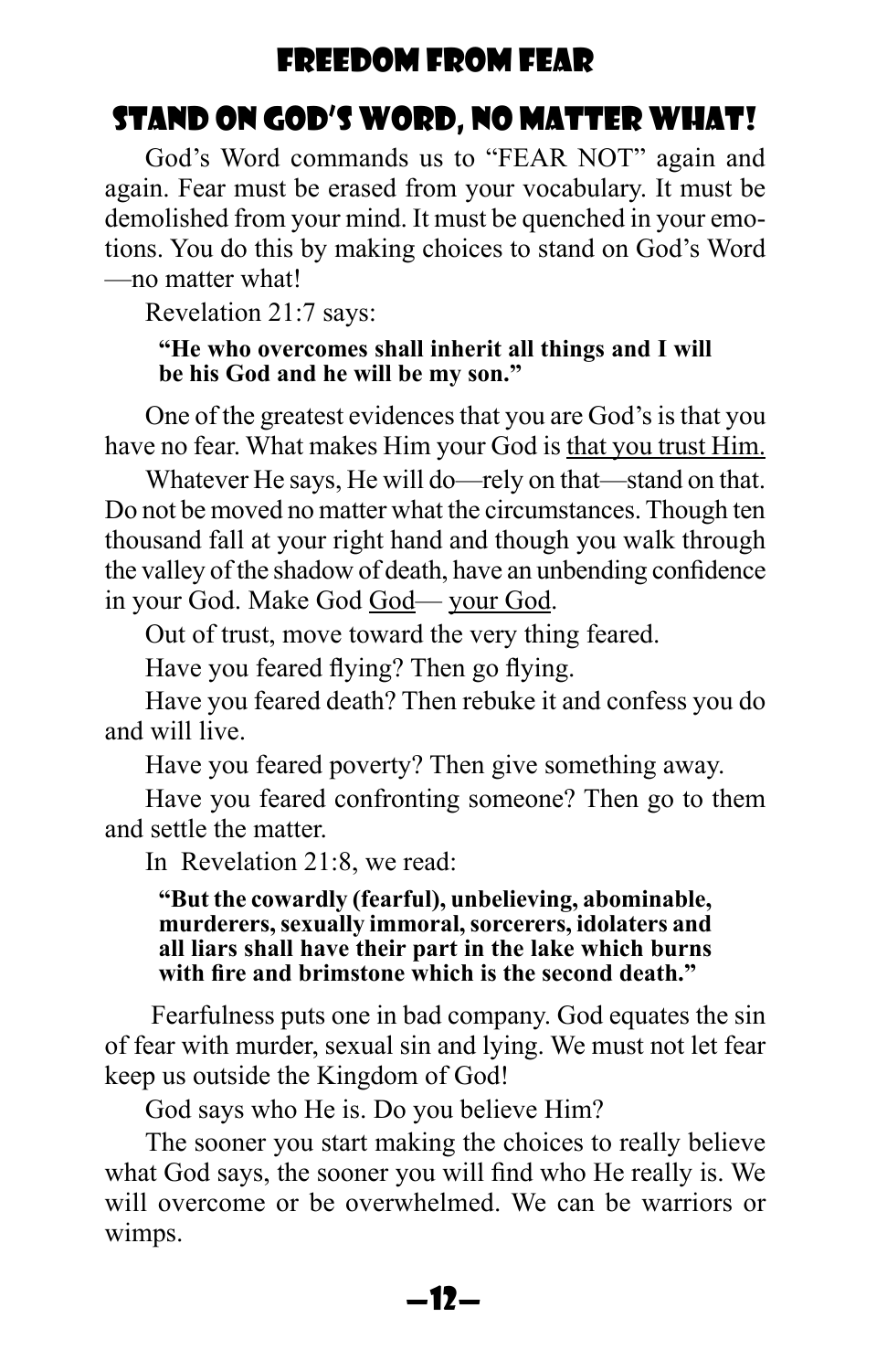## STAND ON GOD'S WORD, NO MATTER WHAT!

God's Word commands us to "FEAR NOT" again and again. Fear must be erased from your vocabulary. It must be demolished from your mind. It must be quenched in your emotions. You do this by making choices to stand on God's Word—no matter what!

Revelation 21:7 says:

> **"He who overcomes shall inherit all things and I will be his God and he will be my son."**

One of the greatest evidences that you are God's is that you have no fear. What makes Him your God is <u>that you trust Him.</u>

Whatever He says, He will do—rely on that—stand on that. Do not be moved no matter what the circumstances. Though ten thousand fall at your right hand and though you walk through the valley of the shadow of death, have an unbending confidence in your God. Make God <u>God</u>— <u>your God</u>.

Out of trust, move toward the very thing feared.

Have you feared flying? Then go flying.

Have you feared death? Then rebuke it and confess you do and will live.

Have you feared poverty? Then give something away.

Have you feared confronting someone? Then go to them and settle the matter.

In Revelation 21:8, we read:

> **"But the cowardly (fearful), unbelieving, abominable, murderers, sexually immoral, sorcerers, idolaters and all liars shall have their part in the lake which burns with fire and brimstone which is the second death."**

Fearfulness puts one in bad company. God equates the sin of fear with murder, sexual sin and lying. We must not let fear keep us outside the Kingdom of God!

God says who He is. Do you believe Him?

The sooner you start making the choices to really believe what God says, the sooner you will find who He really is. We will overcome or be overwhelmed. We can be warriors or wimps.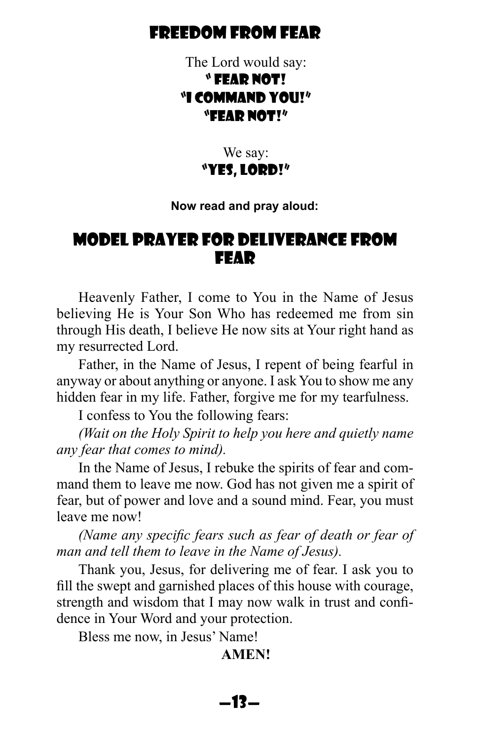## FREEDOM FROM FEAR

The Lord would say:

**" FEAR NOT!**

**"I COMMAND YOU!"**

**"FEAR NOT!"**

We say:

**"YES, LORD!"**

**Now read and pray aloud:**

## MODEL PRAYER FOR DELIVERANCE FROM FEAR

Heavenly Father, I come to You in the Name of Jesus believing He is Your Son Who has redeemed me from sin through His death, I believe He now sits at Your right hand as my resurrected Lord.

Father, in the Name of Jesus, I repent of being fearful in anyway or about anything or anyone. I ask You to show me any hidden fear in my life. Father, forgive me for my tearfulness.

I confess to You the following fears:

*(Wait on the Holy Spirit to help you here and quietly name any fear that comes to mind).*

In the Name of Jesus, I rebuke the spirits of fear and command them to leave me now. God has not given me a spirit of fear, but of power and love and a sound mind. Fear, you must leave me now!

*(Name any specific fears such as fear of death or fear of man and tell them to leave in the Name of Jesus).*

Thank you, Jesus, for delivering me of fear. I ask you to fill the swept and garnished places of this house with courage, strength and wisdom that I may now walk in trust and confidence in Your Word and your protection.

Bless me now, in Jesus' Name!

**AMEN!**